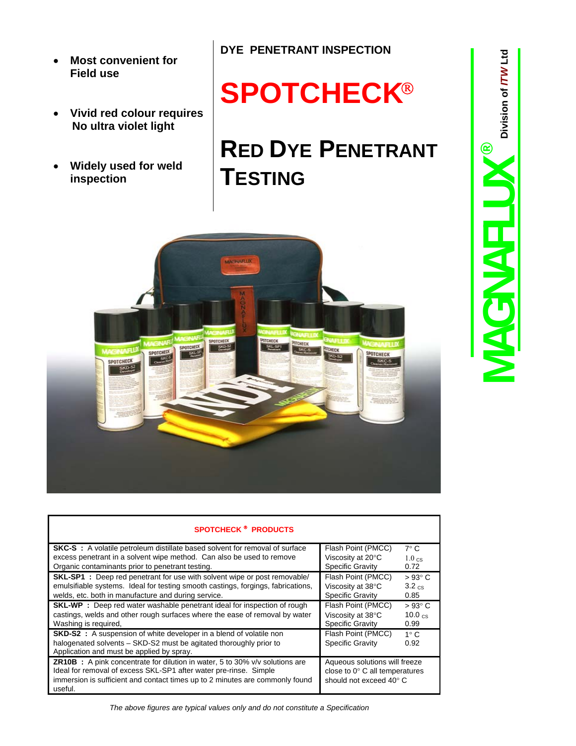- **Most convenient for Field use**
- **Vivid red colour requires No ultra violet light**
- **Widely used for weld inspection**

**DYE PENETRANT INSPECTION**

# SPOTCHECK®

# RED DYE PENETRANT TESTING

**MAGNAFLUX®** Division of *ITW* Ltd

| SPOTCHECK® PRODUCTS | |
|---|---|
| **SKC-S :** A volatile petroleum distillate based solvent for removal of surface excess penetrant in a solvent wipe method. Can also be used to remove Organic contaminants prior to penetrant testing. | Flash Point (PMCC) 7° C<br>Viscosity at 20°C 1.0 cs<br>Specific Gravity 0.72 |
| **SKL-SP1 :** Deep red penetrant for use with solvent wipe or post removable/ emulsifiable systems. Ideal for testing smooth castings, forgings, fabrications, welds, etc. both in manufacture and during service. | Flash Point (PMCC) > 93° C<br>Viscosity at 38°C 3.2 cs<br>Specific Gravity 0.85 |
| **SKL-WP :** Deep red water washable penetrant ideal for inspection of rough castings, welds and other rough surfaces where the ease of removal by water Washing is required, | Flash Point (PMCC) > 93° C<br>Viscosity at 38°C 10.0 cs<br>Specific Gravity 0.99 |
| **SKD-S2 :** A suspension of white developer in a blend of volatile non halogenated solvents – SKD-S2 must be agitated thoroughly prior to Application and must be applied by spray. | Flash Point (PMCC) 1° C<br>Specific Gravity 0.92 |
| **ZR10B :** A pink concentrate for dilution in water, 5 to 30% v/v solutions are Ideal for removal of excess SKL-SP1 after water pre-rinse. Simple immersion is sufficient and contact times up to 2 minutes are commonly found useful. | Aqueous solutions will freeze close to 0° C all temperatures should not exceed 40° C |

*The above figures are typical values only and do not constitute a Specification*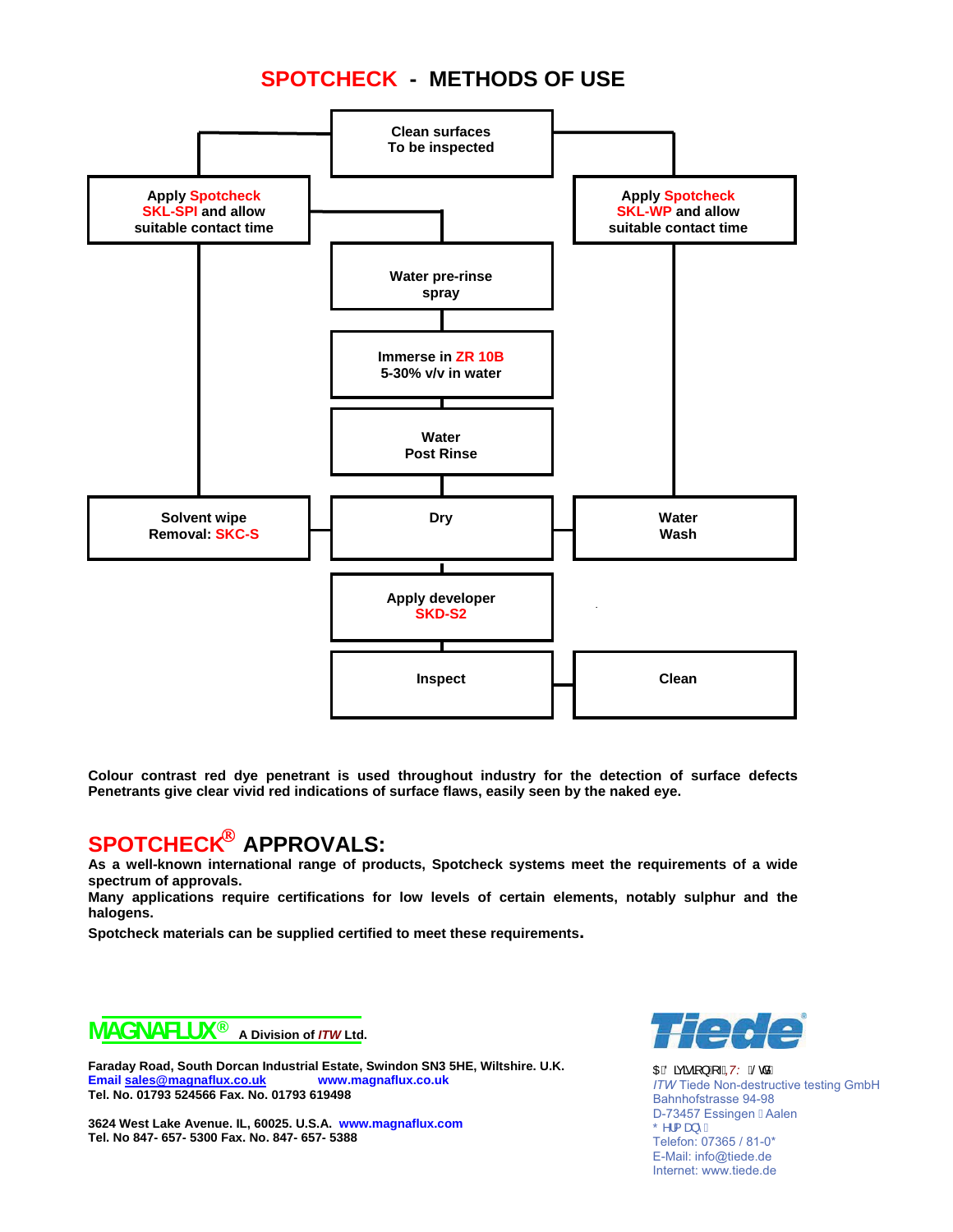# SPOTCHECK - METHODS OF USE

Clean surfaces
To be inspected

Apply Spotcheck
SKL-SPI and allow
suitable contact time

Apply Spotcheck
SKL-WP and allow
suitable contact time

Water pre-rinse
spray

Immerse in ZR 10B
5-30% v/v in water

Water
Post Rinse

Solvent wipe
Removal: SKC-S

Dry

Water
Wash

Apply developer
SKD-S2

Inspect

Clean

**Colour contrast red dye penetrant is used throughout industry for the detection of surface defects Penetrants give clear vivid red indications of surface flaws, easily seen by the naked eye.**

## SPOTCHECK® APPROVALS:

**As a well-known international range of products, Spotcheck systems meet the requirements of a wide spectrum of approvals.**

**Many applications require certifications for low levels of certain elements, notably sulphur and the halogens.**

**Spotcheck materials can be supplied certified to meet these requirements.**

**MAGNAFLUX® A Division of *ITW* Ltd.**

**Faraday Road, South Dorcan Industrial Estate, Swindon SN3 5HE, Wiltshire. U.K.**
**Email sales@magnaflux.co.uk www.magnaflux.co.uk**
**Tel. No. 01793 524566 Fax. No. 01793 619498**

**3624 West Lake Avenue. IL, 60025. U.S.A. www.magnaflux.com**
**Tel. No 847- 657- 5300 Fax. No. 847- 657- 5388**

Tiede®

A Division of ITW Ltd.
*ITW* Tiede Non-destructive testing GmbH
Bahnhofstrasse 94-98
D-73457 Essingen - Aalen
Germany
Telefon: 07365 / 81-0*
E-Mail: info@tiede.de
Internet: www.tiede.de